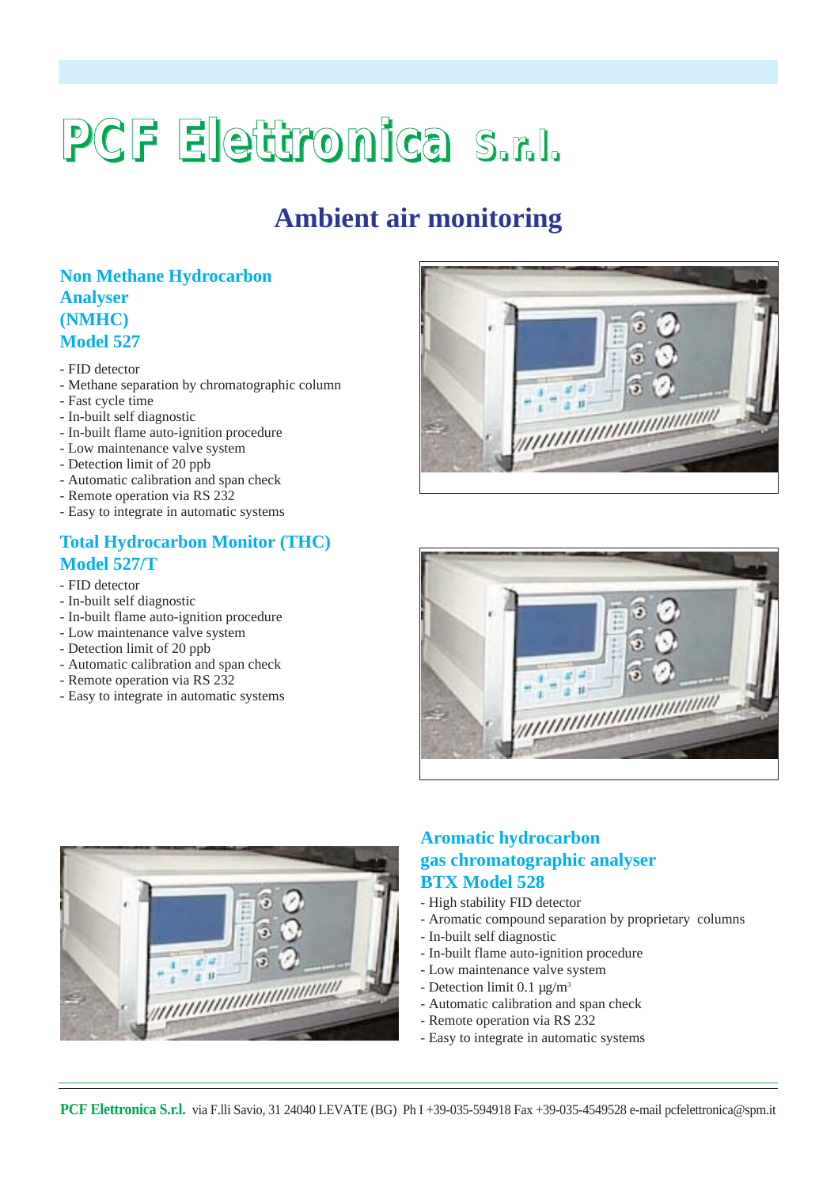# PCF Elettronica S.r.l.

## Ambient air monitoring

### Non Methane Hydrocarbon Analyser (NMHC) Model 527

- FID detector
- Methane separation by chromatographic column
- Fast cycle time
- In-built self diagnostic
- In-built flame auto-ignition procedure
- Low maintenance valve system
- Detection limit of 20 ppb
- Automatic calibration and span check
- Remote operation via RS 232
- Easy to integrate in automatic systems

### Total Hydrocarbon Monitor (THC) Model 527/T

- FID detector
- In-built self diagnostic
- In-built flame auto-ignition procedure
- Low maintenance valve system
- Detection limit of 20 ppb
- Automatic calibration and span check
- Remote operation via RS 232
- Easy to integrate in automatic systems

### Aromatic hydrocarbon gas chromatographic analyser BTX Model 528

- High stability FID detector
- Aromatic compound separation by proprietary columns
- In-built self diagnostic
- In-built flame auto-ignition procedure
- Low maintenance valve system
- Detection limit 0.1 µg/m$^3$
- Automatic calibration and span check
- Remote operation via RS 232
- Easy to integrate in automatic systems

**PCF Elettronica S.r.l.** via F.lli Savio, 31 24040 LEVATE (BG) Ph I +39-035-594918 Fax +39-035-4549528 e-mail pcfelettronica@spm.it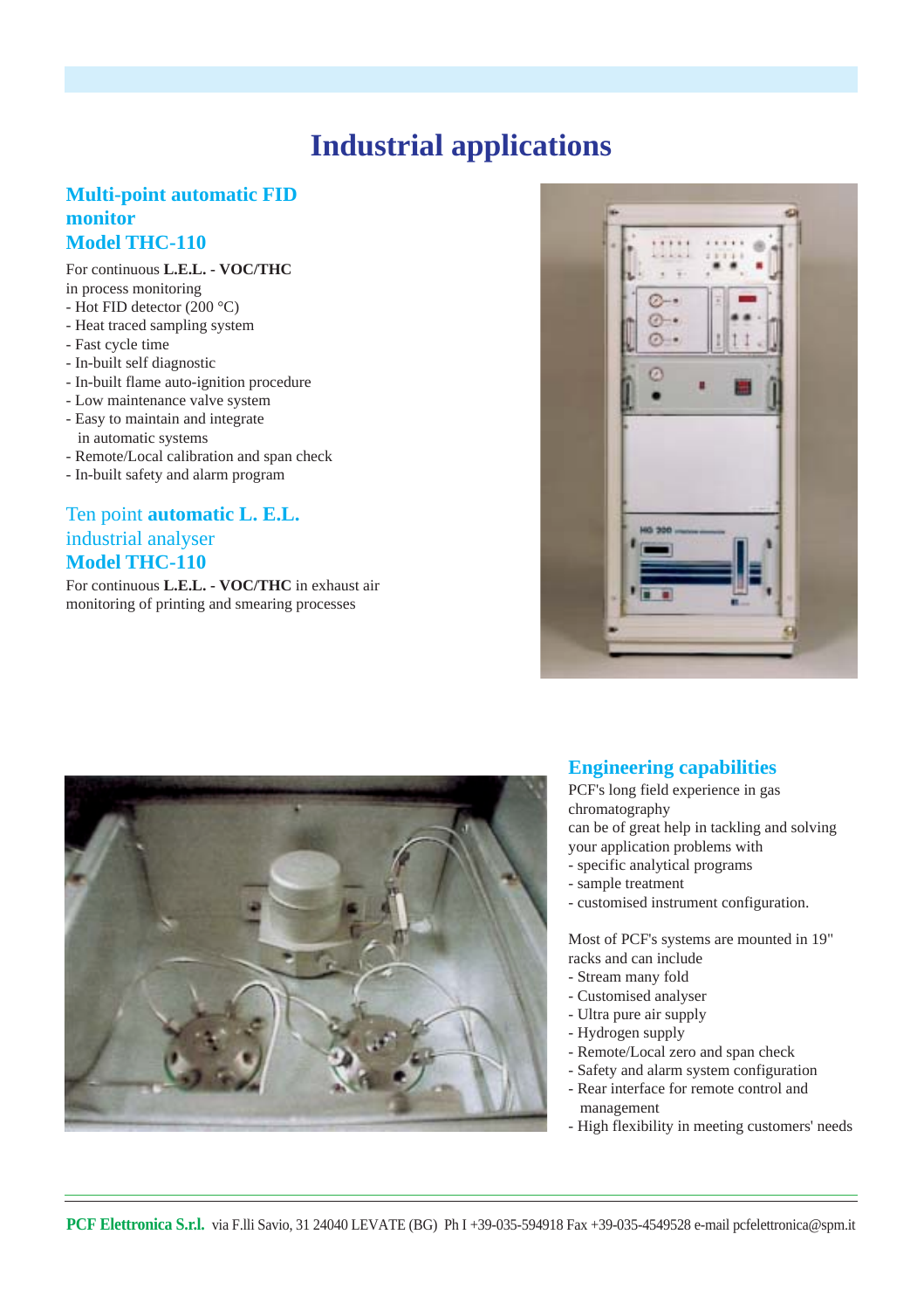# Industrial applications

## Multi-point automatic FID monitor
## Model THC-110

For continuous **L.E.L. - VOC/THC** in process monitoring

- Hot FID detector (200 °C)
- Heat traced sampling system
- Fast cycle time
- In-built self diagnostic
- In-built flame auto-ignition procedure
- Low maintenance valve system
- Easy to maintain and integrate in automatic systems
- Remote/Local calibration and span check
- In-built safety and alarm program

## Ten point **automatic L. E.L.** industrial analyser
## Model THC-110

For continuous **L.E.L. - VOC/THC** in exhaust air monitoring of printing and smearing processes

## Engineering capabilities

PCF's long field experience in gas chromatography can be of great help in tackling and solving your application problems with

- specific analytical programs
- sample treatment
- customised instrument configuration.

Most of PCF's systems are mounted in 19" racks and can include

- Stream many fold
- Customised analyser
- Ultra pure air supply
- Hydrogen supply
- Remote/Local zero and span check
- Safety and alarm system configuration
- Rear interface for remote control and management
- High flexibility in meeting customers' needs

**PCF Elettronica S.r.l.** via F.lli Savio, 31 24040 LEVATE (BG) Ph I +39-035-594918 Fax +39-035-4549528 e-mail pcfelettronica@spm.it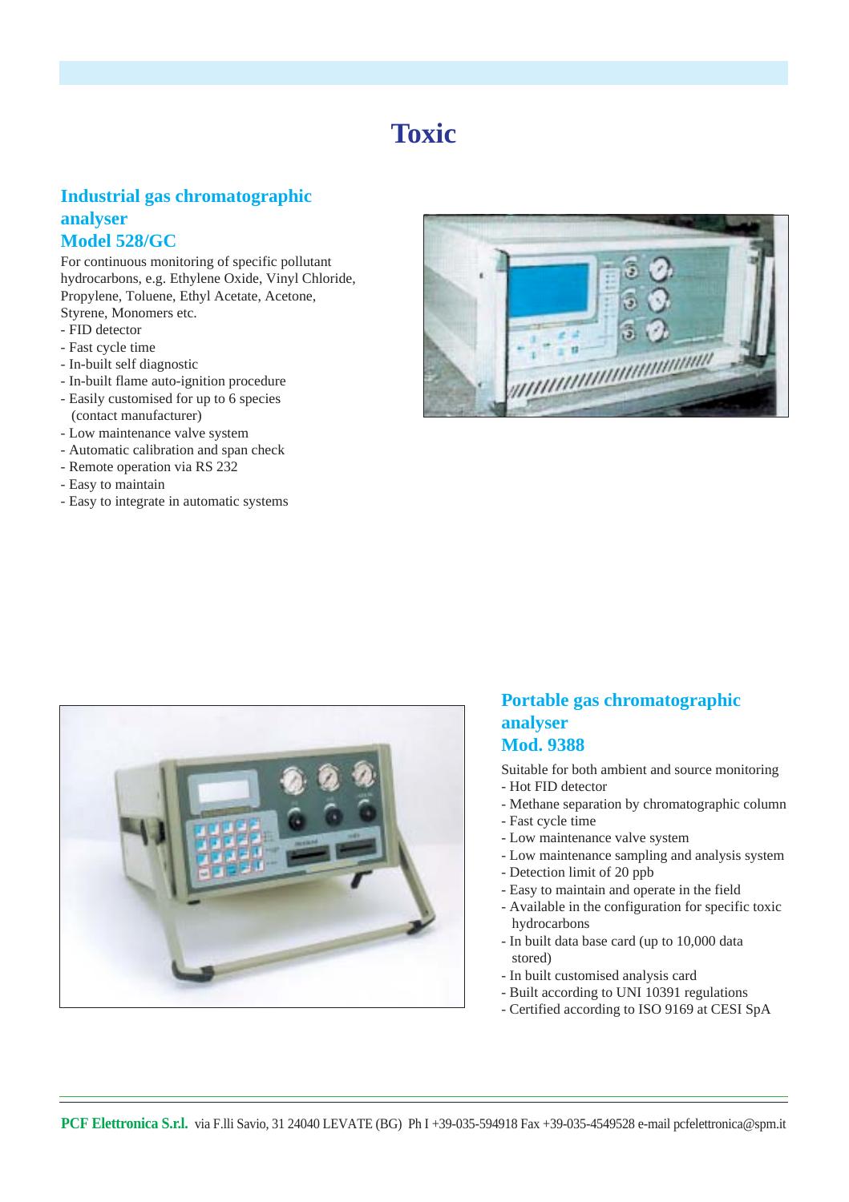# Toxic

## Industrial gas chromatographic analyser
## Model 528/GC

For continuous monitoring of specific pollutant hydrocarbons, e.g. Ethylene Oxide, Vinyl Chloride, Propylene, Toluene, Ethyl Acetate, Acetone, Styrene, Monomers etc.

- FID detector
- Fast cycle time
- In-built self diagnostic
- In-built flame auto-ignition procedure
- Easily customised for up to 6 species (contact manufacturer)
- Low maintenance valve system
- Automatic calibration and span check
- Remote operation via RS 232
- Easy to maintain
- Easy to integrate in automatic systems

## Portable gas chromatographic analyser
## Mod. 9388

Suitable for both ambient and source monitoring

- Hot FID detector
- Methane separation by chromatographic column
- Fast cycle time
- Low maintenance valve system
- Low maintenance sampling and analysis system
- Detection limit of 20 ppb
- Easy to maintain and operate in the field
- Available in the configuration for specific toxic hydrocarbons
- In built data base card (up to 10,000 data stored)
- In built customised analysis card
- Built according to UNI 10391 regulations
- Certified according to ISO 9169 at CESI SpA

**PCF Elettronica S.r.l.** via F.lli Savio, 31 24040 LEVATE (BG) Ph I +39-035-594918 Fax +39-035-4549528 e-mail pcfelettronica@spm.it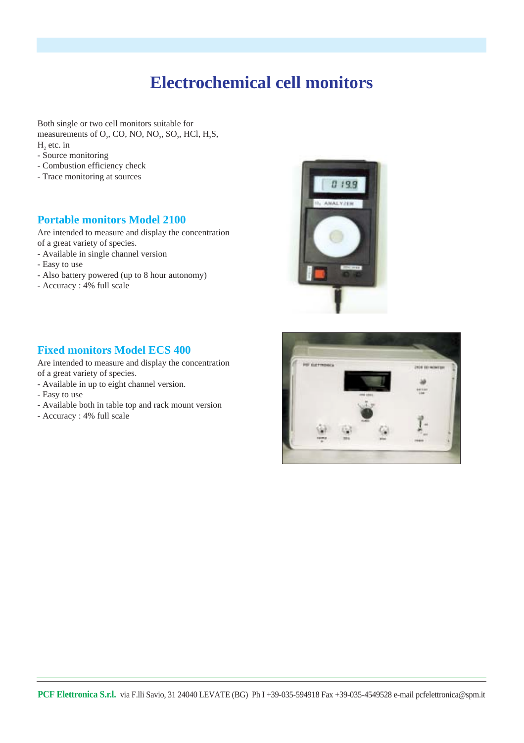# Electrochemical cell monitors

Both single or two cell monitors suitable for measurements of $O_2$, CO, NO, $NO_2$, $SO_2$, HCl, $H_2S$, $H_2$ etc. in

- Source monitoring
- Combustion efficiency check
- Trace monitoring at sources

## Portable monitors Model 2100

Are intended to measure and display the concentration of a great variety of species.

- Available in single channel version
- Easy to use
- Also battery powered (up to 8 hour autonomy)
- Accuracy : 4% full scale

## Fixed monitors Model ECS 400

Are intended to measure and display the concentration of a great variety of species.

- Available in up to eight channel version.
- Easy to use
- Available both in table top and rack mount version
- Accuracy : 4% full scale

**PCF Elettronica S.r.l.** via F.lli Savio, 31 24040 LEVATE (BG) Ph I +39-035-594918 Fax +39-035-4549528 e-mail pcfelettronica@spm.it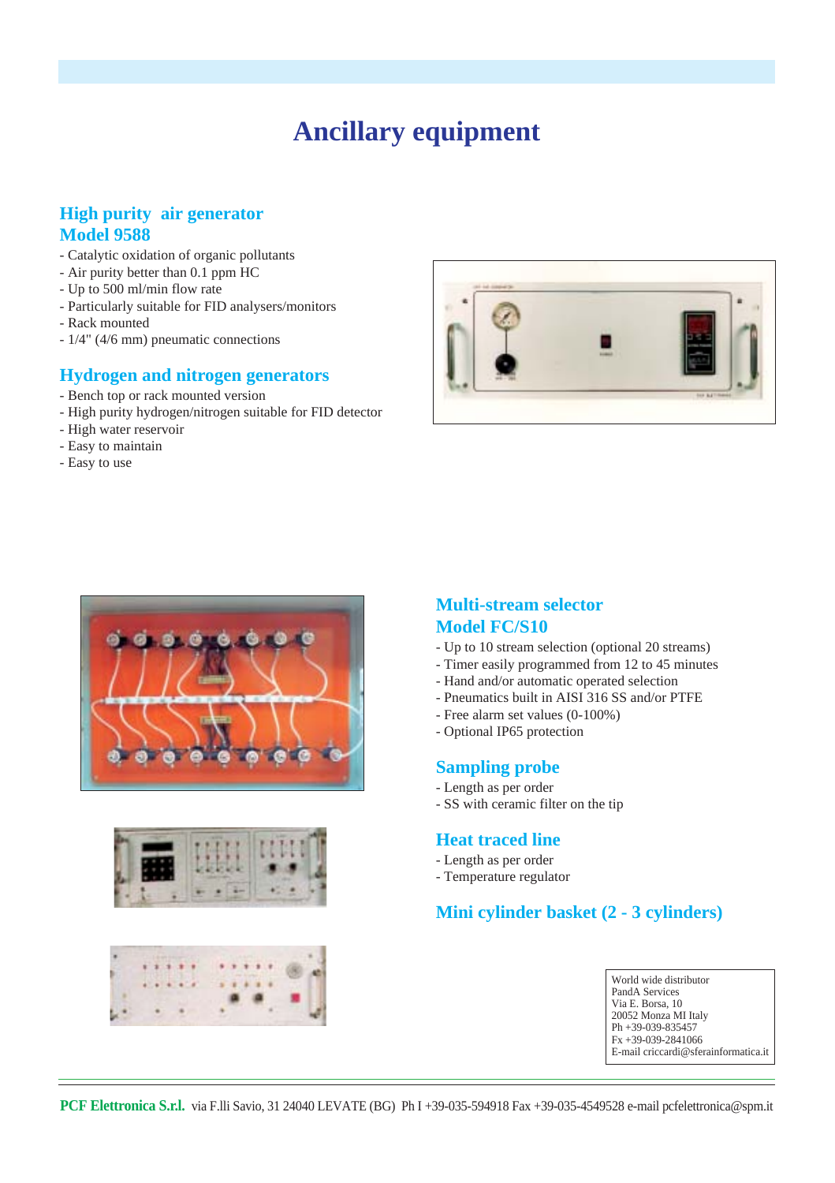# Ancillary equipment

## High purity air generator
## Model 9588

- Catalytic oxidation of organic pollutants
- Air purity better than 0.1 ppm HC
- Up to 500 ml/min flow rate
- Particularly suitable for FID analysers/monitors
- Rack mounted
- 1/4" (4/6 mm) pneumatic connections

## Hydrogen and nitrogen generators

- Bench top or rack mounted version
- High purity hydrogen/nitrogen suitable for FID detector
- High water reservoir
- Easy to maintain
- Easy to use

## Multi-stream selector
## Model FC/S10

- Up to 10 stream selection (optional 20 streams)
- Timer easily programmed from 12 to 45 minutes
- Hand and/or automatic operated selection
- Pneumatics built in AISI 316 SS and/or PTFE
- Free alarm set values (0-100%)
- Optional IP65 protection

## Sampling probe

- Length as per order
- SS with ceramic filter on the tip

## Heat traced line

- Length as per order
- Temperature regulator

## Mini cylinder basket (2 - 3 cylinders)

World wide distributor
PandA Services
Via E. Borsa, 10
20052 Monza MI Italy
Ph +39-039-835457
Fx +39-039-2841066
E-mail criccardi@sferainformatica.it

**PCF Elettronica S.r.l.** via F.lli Savio, 31 24040 LEVATE (BG) Ph I +39-035-594918 Fax +39-035-4549528 e-mail pcfelettronica@spm.it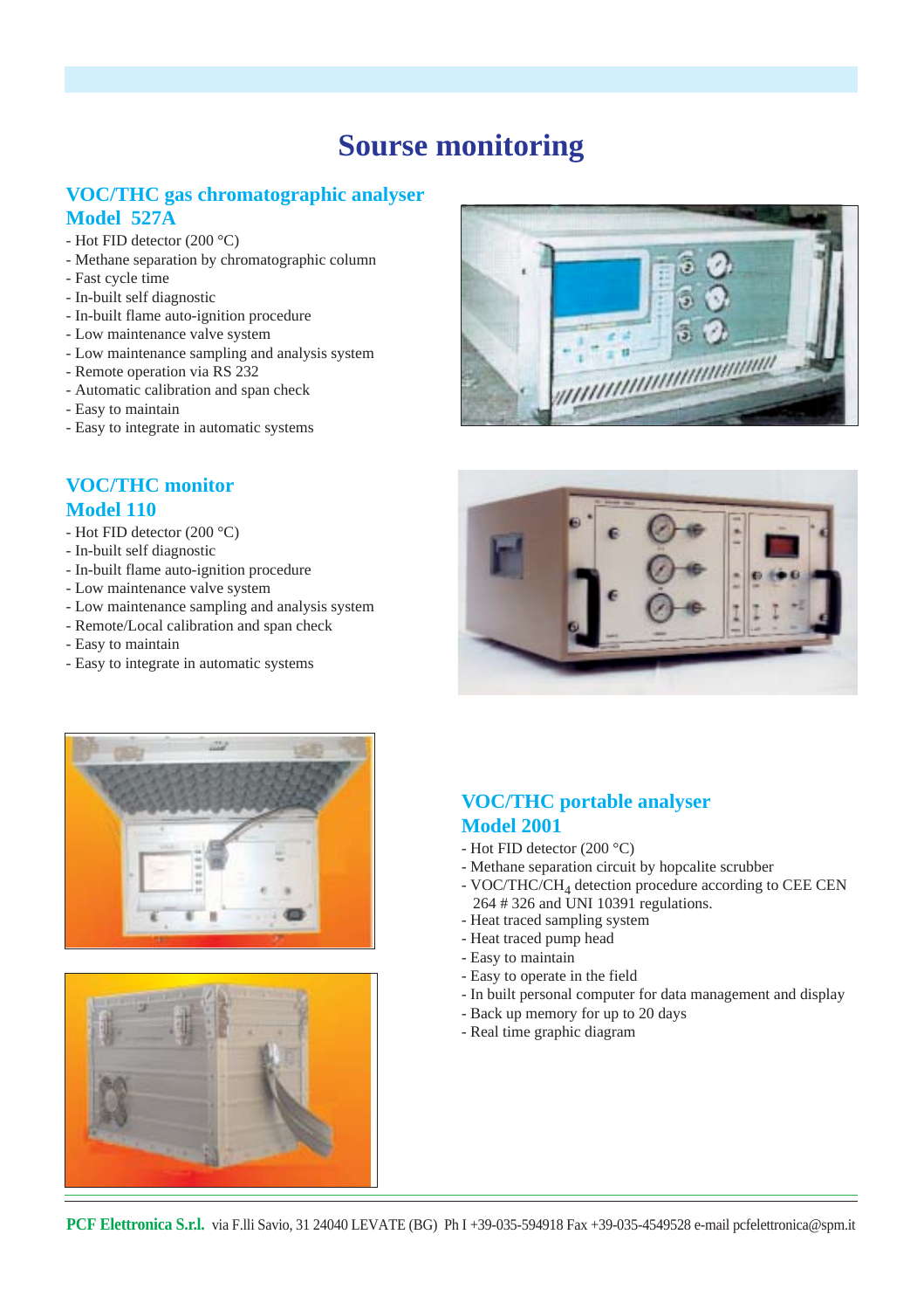# Sourse monitoring

## VOC/THC gas chromatographic analyser
## Model 527A

- Hot FID detector (200 °C)
- Methane separation by chromatographic column
- Fast cycle time
- In-built self diagnostic
- In-built flame auto-ignition procedure
- Low maintenance valve system
- Low maintenance sampling and analysis system
- Remote operation via RS 232
- Automatic calibration and span check
- Easy to maintain
- Easy to integrate in automatic systems

## VOC/THC monitor
## Model 110

- Hot FID detector (200 °C)
- In-built self diagnostic
- In-built flame auto-ignition procedure
- Low maintenance valve system
- Low maintenance sampling and analysis system
- Remote/Local calibration and span check
- Easy to maintain
- Easy to integrate in automatic systems

## VOC/THC portable analyser
## Model 2001

- Hot FID detector (200 °C)
- Methane separation circuit by hopcalite scrubber
- VOC/THC/$CH_4$ detection procedure according to CEE CEN 264 # 326 and UNI 10391 regulations.
- Heat traced sampling system
- Heat traced pump head
- Easy to maintain
- Easy to operate in the field
- In built personal computer for data management and display
- Back up memory for up to 20 days
- Real time graphic diagram

**PCF Elettronica S.r.l.** via F.lli Savio, 31 24040 LEVATE (BG) Ph I +39-035-594918 Fax +39-035-4549528 e-mail pcfelettronica@spm.it